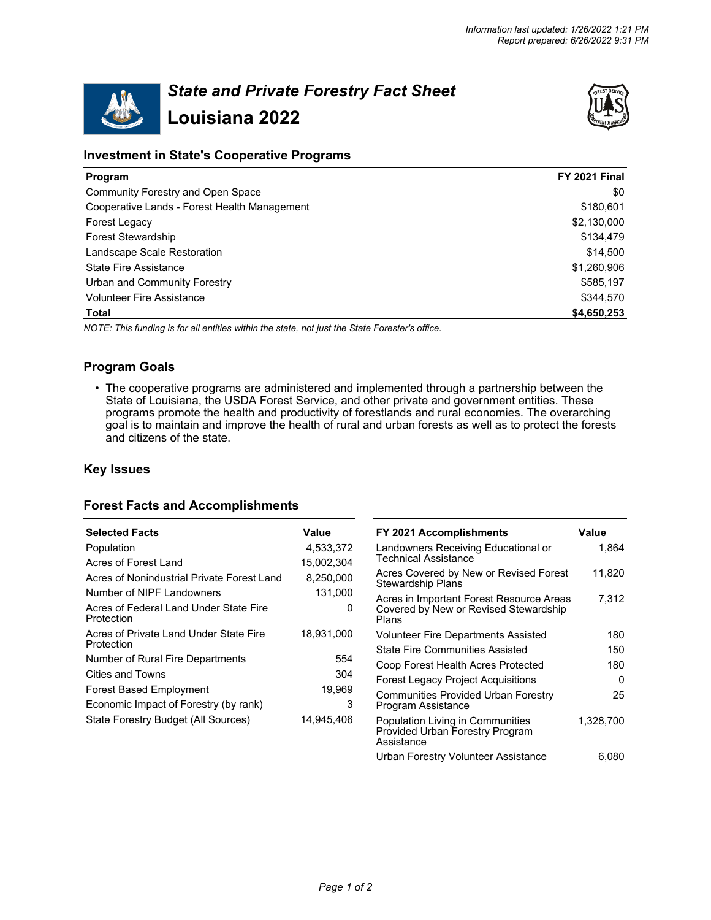*Information last updated: 1/26/2022 1:21 PM*
*Report prepared: 6/26/2022 9:31 PM*

# *State and Private Forestry Fact Sheet*
# Louisiana 2022

## Investment in State's Cooperative Programs

| Program | FY 2021 Final |
|---|---|
| Community Forestry and Open Space | $0 |
| Cooperative Lands - Forest Health Management | $180,601 |
| Forest Legacy | $2,130,000 |
| Forest Stewardship | $134,479 |
| Landscape Scale Restoration | $14,500 |
| State Fire Assistance | $1,260,906 |
| Urban and Community Forestry | $585,197 |
| Volunteer Fire Assistance | $344,570 |
| **Total** | **$4,650,253** |

*NOTE: This funding is for all entities within the state, not just the State Forester's office.*

## Program Goals

- The cooperative programs are administered and implemented through a partnership between the State of Louisiana, the USDA Forest Service, and other private and government entities. These programs promote the health and productivity of forestlands and rural economies. The overarching goal is to maintain and improve the health of rural and urban forests as well as to protect the forests and citizens of the state.

## Key Issues

## Forest Facts and Accomplishments

| Selected Facts | Value |
|---|---|
| Population | 4,533,372 |
| Acres of Forest Land | 15,002,304 |
| Acres of Nonindustrial Private Forest Land | 8,250,000 |
| Number of NIPF Landowners | 131,000 |
| Acres of Federal Land Under State Fire Protection | 0 |
| Acres of Private Land Under State Fire Protection | 18,931,000 |
| Number of Rural Fire Departments | 554 |
| Cities and Towns | 304 |
| Forest Based Employment | 19,969 |
| Economic Impact of Forestry (by rank) | 3 |
| State Forestry Budget (All Sources) | 14,945,406 |

| FY 2021 Accomplishments | Value |
|---|---|
| Landowners Receiving Educational or Technical Assistance | 1,864 |
| Acres Covered by New or Revised Forest Stewardship Plans | 11,820 |
| Acres in Important Forest Resource Areas Covered by New or Revised Stewardship Plans | 7,312 |
| Volunteer Fire Departments Assisted | 180 |
| State Fire Communities Assisted | 150 |
| Coop Forest Health Acres Protected | 180 |
| Forest Legacy Project Acquisitions | 0 |
| Communities Provided Urban Forestry Program Assistance | 25 |
| Population Living in Communities Provided Urban Forestry Program Assistance | 1,328,700 |
| Urban Forestry Volunteer Assistance | 6,080 |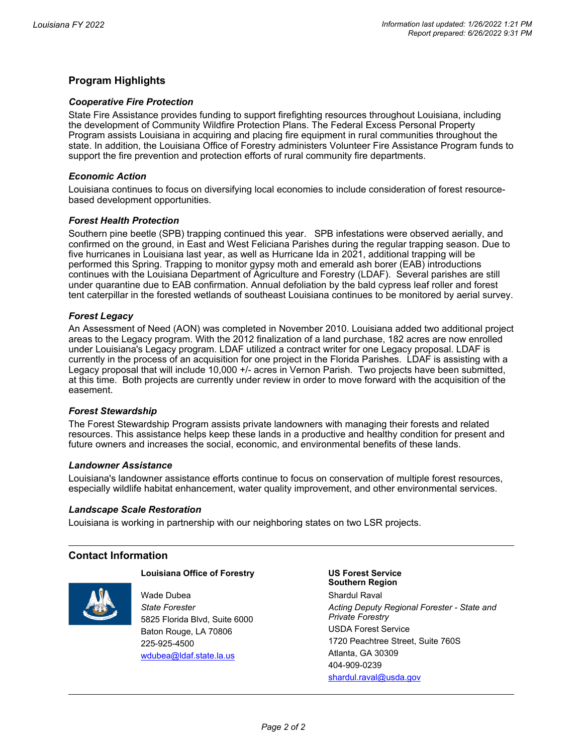## Program Highlights

### *Cooperative Fire Protection*

State Fire Assistance provides funding to support firefighting resources throughout Louisiana, including the development of Community Wildfire Protection Plans. The Federal Excess Personal Property Program assists Louisiana in acquiring and placing fire equipment in rural communities throughout the state. In addition, the Louisiana Office of Forestry administers Volunteer Fire Assistance Program funds to support the fire prevention and protection efforts of rural community fire departments.

### *Economic Action*

Louisiana continues to focus on diversifying local economies to include consideration of forest resource-based development opportunities.

### *Forest Health Protection*

Southern pine beetle (SPB) trapping continued this year. SPB infestations were observed aerially, and confirmed on the ground, in East and West Feliciana Parishes during the regular trapping season. Due to five hurricanes in Louisiana last year, as well as Hurricane Ida in 2021, additional trapping will be performed this Spring. Trapping to monitor gypsy moth and emerald ash borer (EAB) introductions continues with the Louisiana Department of Agriculture and Forestry (LDAF). Several parishes are still under quarantine due to EAB confirmation. Annual defoliation by the bald cypress leaf roller and forest tent caterpillar in the forested wetlands of southeast Louisiana continues to be monitored by aerial survey.

### *Forest Legacy*

An Assessment of Need (AON) was completed in November 2010. Louisiana added two additional project areas to the Legacy program. With the 2012 finalization of a land purchase, 182 acres are now enrolled under Louisiana's Legacy program. LDAF utilized a contract writer for one Legacy proposal. LDAF is currently in the process of an acquisition for one project in the Florida Parishes. LDAF is assisting with a Legacy proposal that will include 10,000 +/- acres in Vernon Parish. Two projects have been submitted, at this time. Both projects are currently under review in order to move forward with the acquisition of the easement.

### *Forest Stewardship*

The Forest Stewardship Program assists private landowners with managing their forests and related resources. This assistance helps keep these lands in a productive and healthy condition for present and future owners and increases the social, economic, and environmental benefits of these lands.

### *Landowner Assistance*

Louisiana's landowner assistance efforts continue to focus on conservation of multiple forest resources, especially wildlife habitat enhancement, water quality improvement, and other environmental services.

### *Landscape Scale Restoration*

Louisiana is working in partnership with our neighboring states on two LSR projects.

---

## Contact Information

**Louisiana Office of Forestry**

Wade Dubea
*State Forester*
5825 Florida Blvd, Suite 6000
Baton Rouge, LA 70806
225-925-4500
wdubea@ldaf.state.la.us

**US Forest Service Southern Region**

Shardul Raval
*Acting Deputy Regional Forester - State and Private Forestry*
USDA Forest Service
1720 Peachtree Street, Suite 760S
Atlanta, GA 30309
404-909-0239
shardul.raval@usda.gov